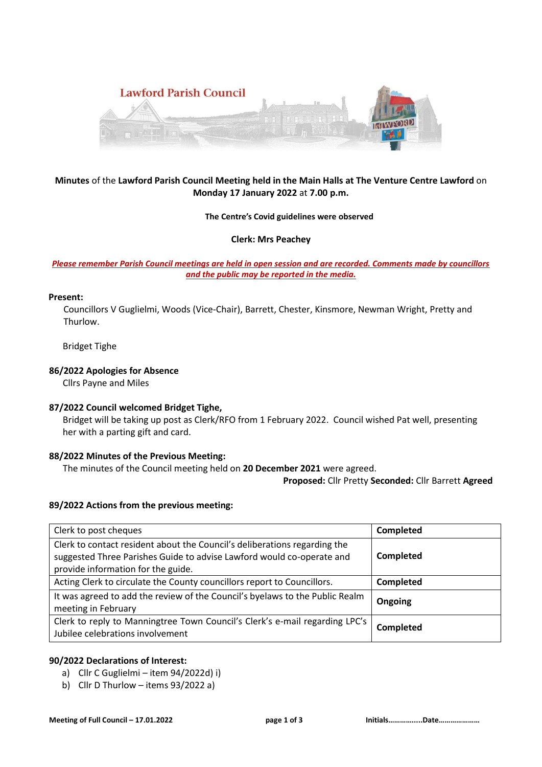Lawford Parish Council

**Minutes** of the **Lawford Parish Council Meeting held in the Main Halls at The Venture Centre Lawford** on **Monday 17 January 2022** at **7.00 p.m.**

**The Centre's Covid guidelines were observed**

**Clerk: Mrs Peachey**

***Please remember Parish Council meetings are held in open session and are recorded. Comments made by councillors and the public may be reported in the media.***

**Present:**

Councillors V Guglielmi, Woods (Vice-Chair), Barrett, Chester, Kinsmore, Newman Wright, Pretty and Thurlow.

Bridget Tighe

### 86/2022 Apologies for Absence

Cllrs Payne and Miles

### 87/2022 Council welcomed Bridget Tighe,

Bridget will be taking up post as Clerk/RFO from 1 February 2022. Council wished Pat well, presenting her with a parting gift and card.

### 88/2022 Minutes of the Previous Meeting:

The minutes of the Council meeting held on **20 December 2021** were agreed.

**Proposed:** Cllr Pretty **Seconded:** Cllr Barrett **Agreed**

### 89/2022 Actions from the previous meeting:

| Action | Status |
|---|---|
| Clerk to post cheques | **Completed** |
| Clerk to contact resident about the Council's deliberations regarding the suggested Three Parishes Guide to advise Lawford would co-operate and provide information for the guide. | **Completed** |
| Acting Clerk to circulate the County councillors report to Councillors. | **Completed** |
| It was agreed to add the review of the Council's byelaws to the Public Realm meeting in February | **Ongoing** |
| Clerk to reply to Manningtree Town Council's Clerk's e-mail regarding LPC's Jubilee celebrations involvement | **Completed** |

### 90/2022 Declarations of Interest:

a) Cllr C Guglielmi – item 94/2022d) i)
b) Cllr D Thurlow – items 93/2022 a)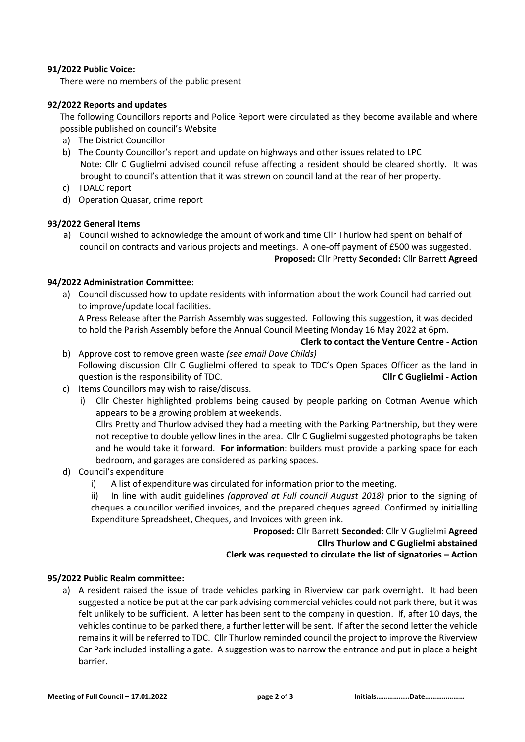**91/2022 Public Voice:**

There were no members of the public present

**92/2022 Reports and updates**

The following Councillors reports and Police Report were circulated as they become available and where possible published on council's Website

a) The District Councillor
b) The County Councillor's report and update on highways and other issues related to LPC
   Note: Cllr C Guglielmi advised council refuse affecting a resident should be cleared shortly. It was brought to council's attention that it was strewn on council land at the rear of her property.
c) TDALC report
d) Operation Quasar, crime report

**93/2022 General Items**

a) Council wished to acknowledge the amount of work and time Cllr Thurlow had spent on behalf of council on contracts and various projects and meetings. A one-off payment of £500 was suggested.
   **Proposed:** Cllr Pretty **Seconded:** Cllr Barrett **Agreed**

**94/2022 Administration Committee:**

a) Council discussed how to update residents with information about the work Council had carried out to improve/update local facilities.
   A Press Release after the Parrish Assembly was suggested. Following this suggestion, it was decided to hold the Parish Assembly before the Annual Council Meeting Monday 16 May 2022 at 6pm.
   **Clerk to contact the Venture Centre - Action**
b) Approve cost to remove green waste *(see email Dave Childs)*
   Following discussion Cllr C Guglielmi offered to speak to TDC's Open Spaces Officer as the land in question is the responsibility of TDC. **Cllr C Guglielmi - Action**
c) Items Councillors may wish to raise/discuss.
   i) Cllr Chester highlighted problems being caused by people parking on Cotman Avenue which appears to be a growing problem at weekends.
      Cllrs Pretty and Thurlow advised they had a meeting with the Parking Partnership, but they were not receptive to double yellow lines in the area. Cllr C Guglielmi suggested photographs be taken and he would take it forward. **For information:** builders must provide a parking space for each bedroom, and garages are considered as parking spaces.
d) Council's expenditure
   i) A list of expenditure was circulated for information prior to the meeting.
   ii) In line with audit guidelines *(approved at Full council August 2018)* prior to the signing of cheques a councillor verified invoices, and the prepared cheques agreed. Confirmed by initialling Expenditure Spreadsheet, Cheques, and Invoices with green ink.
   **Proposed:** Cllr Barrett **Seconded:** Cllr V Guglielmi **Agreed**
   **Cllrs Thurlow and C Guglielmi abstained**
   **Clerk was requested to circulate the list of signatories – Action**

**95/2022 Public Realm committee:**

a) A resident raised the issue of trade vehicles parking in Riverview car park overnight. It had been suggested a notice be put at the car park advising commercial vehicles could not park there, but it was felt unlikely to be sufficient. A letter has been sent to the company in question. If, after 10 days, the vehicles continue to be parked there, a further letter will be sent. If after the second letter the vehicle remains it will be referred to TDC. Cllr Thurlow reminded council the project to improve the Riverview Car Park included installing a gate. A suggestion was to narrow the entrance and put in place a height barrier.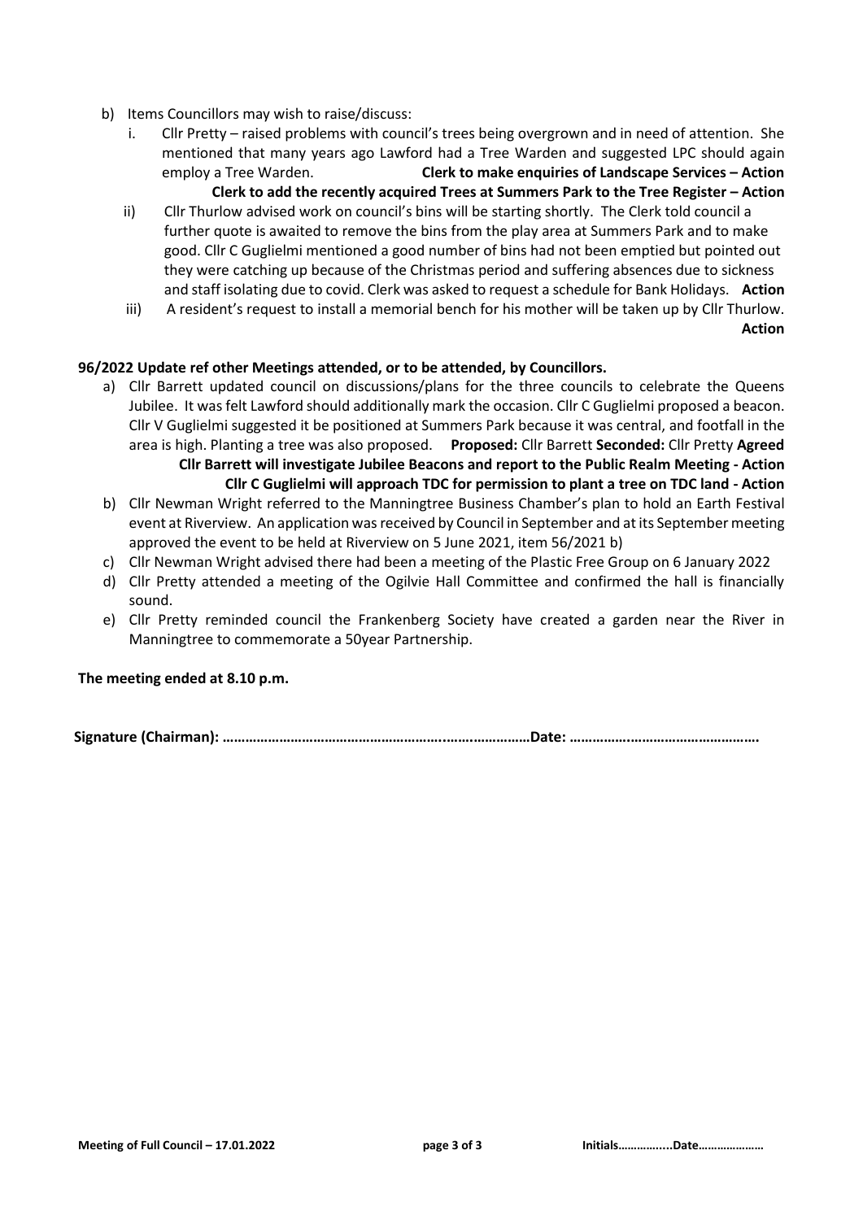b) Items Councillors may wish to raise/discuss:

   i. Cllr Pretty – raised problems with council's trees being overgrown and in need of attention. She mentioned that many years ago Lawford had a Tree Warden and suggested LPC should again employ a Tree Warden. **Clerk to make enquiries of Landscape Services – Action**
   **Clerk to add the recently acquired Trees at Summers Park to the Tree Register – Action**

   ii) Cllr Thurlow advised work on council's bins will be starting shortly. The Clerk told council a further quote is awaited to remove the bins from the play area at Summers Park and to make good. Cllr C Guglielmi mentioned a good number of bins had not been emptied but pointed out they were catching up because of the Christmas period and suffering absences due to sickness and staff isolating due to covid. Clerk was asked to request a schedule for Bank Holidays. **Action**

   iii) A resident's request to install a memorial bench for his mother will be taken up by Cllr Thurlow. **Action**

**96/2022 Update ref other Meetings attended, or to be attended, by Councillors.**

a) Cllr Barrett updated council on discussions/plans for the three councils to celebrate the Queens Jubilee. It was felt Lawford should additionally mark the occasion. Cllr C Guglielmi proposed a beacon. Cllr V Guglielmi suggested it be positioned at Summers Park because it was central, and footfall in the area is high. Planting a tree was also proposed. **Proposed:** Cllr Barrett **Seconded:** Cllr Pretty **Agreed**
   **Cllr Barrett will investigate Jubilee Beacons and report to the Public Realm Meeting - Action**
   **Cllr C Guglielmi will approach TDC for permission to plant a tree on TDC land - Action**

b) Cllr Newman Wright referred to the Manningtree Business Chamber's plan to hold an Earth Festival event at Riverview. An application was received by Council in September and at its September meeting approved the event to be held at Riverview on 5 June 2021, item 56/2021 b)

c) Cllr Newman Wright advised there had been a meeting of the Plastic Free Group on 6 January 2022

d) Cllr Pretty attended a meeting of the Ogilvie Hall Committee and confirmed the hall is financially sound.

e) Cllr Pretty reminded council the Frankenberg Society have created a garden near the River in Manningtree to commemorate a 50year Partnership.

**The meeting ended at 8.10 p.m.**

**Signature (Chairman): ……………………………………………………..…….…………Date: ………………..………………………….**

**Meeting of Full Council – 17.01.2022** **Initials……………...Date…………………**